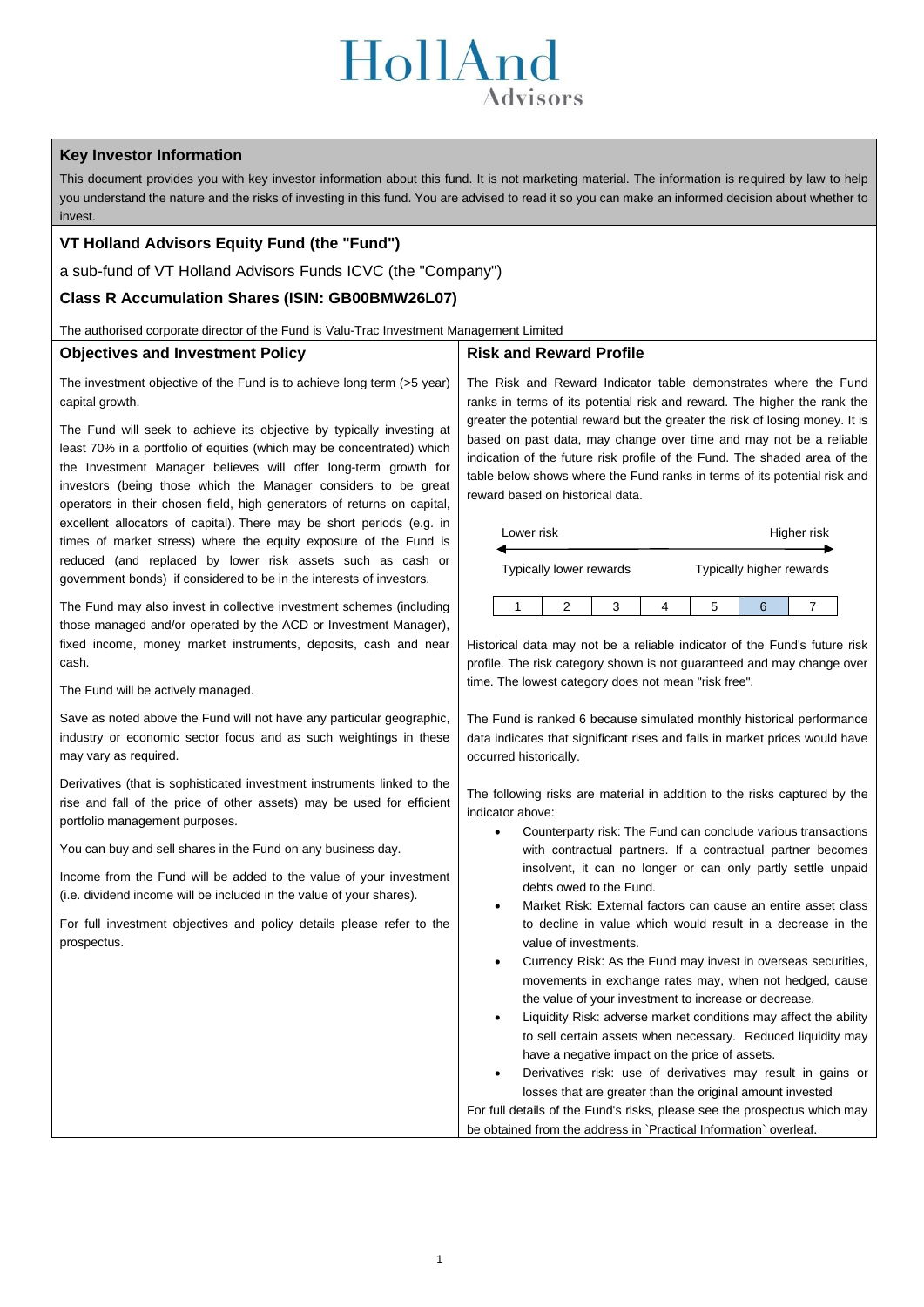HollAnd Advisors

## Key Investor Information

This document provides you with key investor information about this fund. It is not marketing material. The information is required by law to help you understand the nature and the risks of investing in this fund. You are advised to read it so you can make an informed decision about whether to invest.

## VT Holland Advisors Equity Fund (the "Fund")

a sub-fund of VT Holland Advisors Funds ICVC (the "Company")

### Class R Accumulation Shares (ISIN: GB00BMW26L07)

The authorised corporate director of the Fund is Valu-Trac Investment Management Limited

### Objectives and Investment Policy

The investment objective of the Fund is to achieve long term (>5 year) capital growth.

The Fund will seek to achieve its objective by typically investing at least 70% in a portfolio of equities (which may be concentrated) which the Investment Manager believes will offer long-term growth for investors (being those which the Manager considers to be great operators in their chosen field, high generators of returns on capital, excellent allocators of capital). There may be short periods (e.g. in times of market stress) where the equity exposure of the Fund is reduced (and replaced by lower risk assets such as cash or government bonds) if considered to be in the interests of investors.

The Fund may also invest in collective investment schemes (including those managed and/or operated by the ACD or Investment Manager), fixed income, money market instruments, deposits, cash and near cash.

The Fund will be actively managed.

Save as noted above the Fund will not have any particular geographic, industry or economic sector focus and as such weightings in these may vary as required.

Derivatives (that is sophisticated investment instruments linked to the rise and fall of the price of other assets) may be used for efficient portfolio management purposes.

You can buy and sell shares in the Fund on any business day.

Income from the Fund will be added to the value of your investment (i.e. dividend income will be included in the value of your shares).

For full investment objectives and policy details please refer to the prospectus.

### Risk and Reward Profile

The Risk and Reward Indicator table demonstrates where the Fund ranks in terms of its potential risk and reward. The higher the rank the greater the potential reward but the greater the risk of losing money. It is based on past data, may change over time and may not be a reliable indication of the future risk profile of the Fund. The shaded area of the table below shows where the Fund ranks in terms of its potential risk and reward based on historical data.

Lower risk ← → Higher risk

Typically lower rewards — Typically higher rewards

| 1 | 2 | 3 | 4 | 5 | **6** | 7 |
|---|---|---|---|---|---|---|

Historical data may not be a reliable indicator of the Fund's future risk profile. The risk category shown is not guaranteed and may change over time. The lowest category does not mean "risk free".

The Fund is ranked 6 because simulated monthly historical performance data indicates that significant rises and falls in market prices would have occurred historically.

The following risks are material in addition to the risks captured by the indicator above:

- Counterparty risk: The Fund can conclude various transactions with contractual partners. If a contractual partner becomes insolvent, it can no longer or can only partly settle unpaid debts owed to the Fund.
- Market Risk: External factors can cause an entire asset class to decline in value which would result in a decrease in the value of investments.
- Currency Risk: As the Fund may invest in overseas securities, movements in exchange rates may, when not hedged, cause the value of your investment to increase or decrease.
- Liquidity Risk: adverse market conditions may affect the ability to sell certain assets when necessary. Reduced liquidity may have a negative impact on the price of assets.
- Derivatives risk: use of derivatives may result in gains or losses that are greater than the original amount invested

For full details of the Fund's risks, please see the prospectus which may be obtained from the address in `Practical Information` overleaf.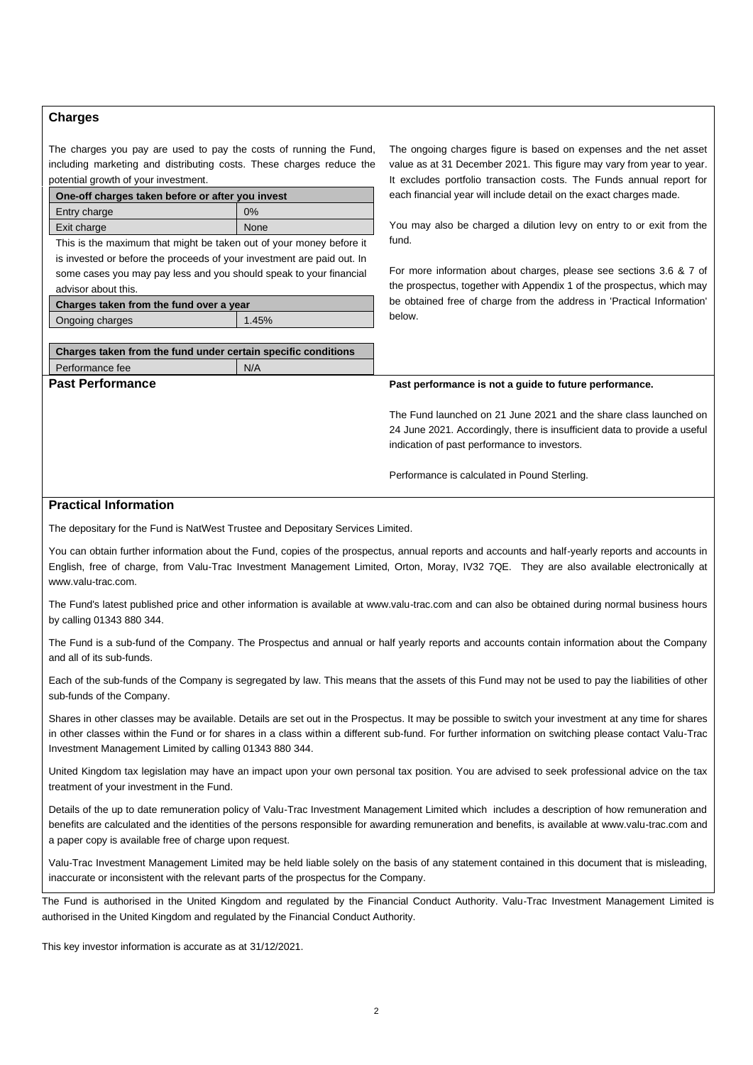## Charges

The charges you pay are used to pay the costs of running the Fund, including marketing and distributing costs. These charges reduce the potential growth of your investment.

| One-off charges taken before or after you invest | |
|---|---|
| Entry charge | 0% |
| Exit charge | None |

This is the maximum that might be taken out of your money before it is invested or before the proceeds of your investment are paid out. In some cases you may pay less and you should speak to your financial advisor about this.

| Charges taken from the fund over a year | |
|---|---|
| Ongoing charges | 1.45% |

| Charges taken from the fund under certain specific conditions | |
|---|---|
| Performance fee | N/A |

The ongoing charges figure is based on expenses and the net asset value as at 31 December 2021. This figure may vary from year to year. It excludes portfolio transaction costs. The Funds annual report for each financial year will include detail on the exact charges made.

You may also be charged a dilution levy on entry to or exit from the fund.

For more information about charges, please see sections 3.6 & 7 of the prospectus, together with Appendix 1 of the prospectus, which may be obtained free of charge from the address in 'Practical Information' below.

## Past Performance

**Past performance is not a guide to future performance.**

The Fund launched on 21 June 2021 and the share class launched on 24 June 2021. Accordingly, there is insufficient data to provide a useful indication of past performance to investors.

Performance is calculated in Pound Sterling.

## Practical Information

The depositary for the Fund is NatWest Trustee and Depositary Services Limited.

You can obtain further information about the Fund, copies of the prospectus, annual reports and accounts and half-yearly reports and accounts in English, free of charge, from Valu-Trac Investment Management Limited, Orton, Moray, IV32 7QE. They are also available electronically at www.valu-trac.com.

The Fund's latest published price and other information is available at www.valu-trac.com and can also be obtained during normal business hours by calling 01343 880 344.

The Fund is a sub-fund of the Company. The Prospectus and annual or half yearly reports and accounts contain information about the Company and all of its sub-funds.

Each of the sub-funds of the Company is segregated by law. This means that the assets of this Fund may not be used to pay the liabilities of other sub-funds of the Company.

Shares in other classes may be available. Details are set out in the Prospectus. It may be possible to switch your investment at any time for shares in other classes within the Fund or for shares in a class within a different sub-fund. For further information on switching please contact Valu-Trac Investment Management Limited by calling 01343 880 344.

United Kingdom tax legislation may have an impact upon your own personal tax position. You are advised to seek professional advice on the tax treatment of your investment in the Fund.

Details of the up to date remuneration policy of Valu-Trac Investment Management Limited which includes a description of how remuneration and benefits are calculated and the identities of the persons responsible for awarding remuneration and benefits, is available at www.valu-trac.com and a paper copy is available free of charge upon request.

Valu-Trac Investment Management Limited may be held liable solely on the basis of any statement contained in this document that is misleading, inaccurate or inconsistent with the relevant parts of the prospectus for the Company.

The Fund is authorised in the United Kingdom and regulated by the Financial Conduct Authority. Valu-Trac Investment Management Limited is authorised in the United Kingdom and regulated by the Financial Conduct Authority.

This key investor information is accurate as at 31/12/2021.